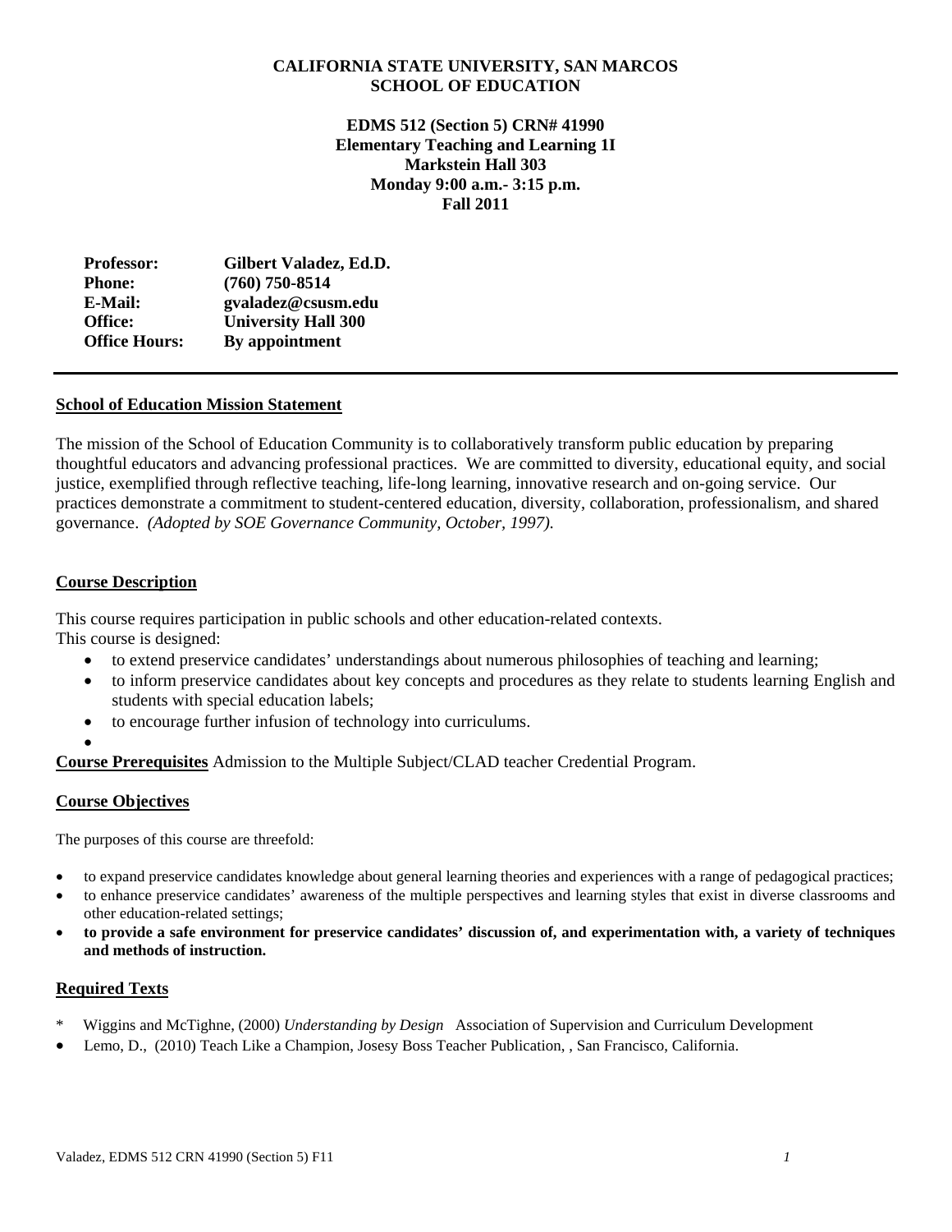**CALIFORNIA STATE UNIVERSITY, SAN MARCOS**
**SCHOOL OF EDUCATION**

**EDMS 512 (Section 5) CRN# 41990**
**Elementary Teaching and Learning 1I**
**Markstein Hall 303**
**Monday 9:00 a.m.- 3:15 p.m.**
**Fall 2011**

| | |
|---|---|
| **Professor:** | **Gilbert Valadez, Ed.D.** |
| **Phone:** | **(760) 750-8514** |
| **E-Mail:** | **gvaladez@csusm.edu** |
| **Office:** | **University Hall 300** |
| **Office Hours:** | **By appointment** |

---

## School of Education Mission Statement

The mission of the School of Education Community is to collaboratively transform public education by preparing thoughtful educators and advancing professional practices. We are committed to diversity, educational equity, and social justice, exemplified through reflective teaching, life-long learning, innovative research and on-going service. Our practices demonstrate a commitment to student-centered education, diversity, collaboration, professionalism, and shared governance. *(Adopted by SOE Governance Community, October, 1997).*

## Course Description

This course requires participation in public schools and other education-related contexts.
This course is designed:

- to extend preservice candidates' understandings about numerous philosophies of teaching and learning;
- to inform preservice candidates about key concepts and procedures as they relate to students learning English and students with special education labels;
- to encourage further infusion of technology into curriculums.

**Course Prerequisites** Admission to the Multiple Subject/CLAD teacher Credential Program.

## Course Objectives

The purposes of this course are threefold:

- to expand preservice candidates knowledge about general learning theories and experiences with a range of pedagogical practices;
- to enhance preservice candidates' awareness of the multiple perspectives and learning styles that exist in diverse classrooms and other education-related settings;
- **to provide a safe environment for preservice candidates' discussion of, and experimentation with, a variety of techniques and methods of instruction.**

## Required Texts

* Wiggins and McTighne, (2000) *Understanding by Design* Association of Supervision and Curriculum Development
- Lemo, D., (2010) Teach Like a Champion, Josesy Boss Teacher Publication, , San Francisco, California.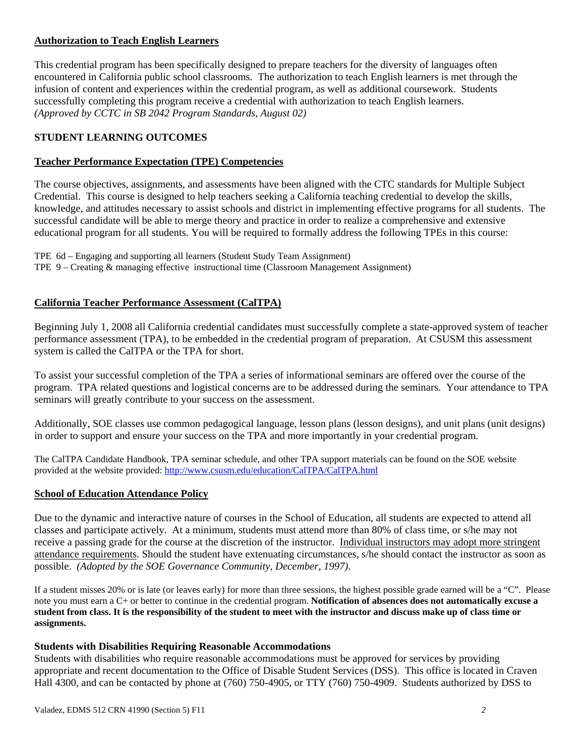## Authorization to Teach English Learners

This credential program has been specifically designed to prepare teachers for the diversity of languages often encountered in California public school classrooms. The authorization to teach English learners is met through the infusion of content and experiences within the credential program, as well as additional coursework. Students successfully completing this program receive a credential with authorization to teach English learners. *(Approved by CCTC in SB 2042 Program Standards, August 02)*

## STUDENT LEARNING OUTCOMES

### Teacher Performance Expectation (TPE) Competencies

The course objectives, assignments, and assessments have been aligned with the CTC standards for Multiple Subject Credential. This course is designed to help teachers seeking a California teaching credential to develop the skills, knowledge, and attitudes necessary to assist schools and district in implementing effective programs for all students. The successful candidate will be able to merge theory and practice in order to realize a comprehensive and extensive educational program for all students. You will be required to formally address the following TPEs in this course:

TPE 6d – Engaging and supporting all learners (Student Study Team Assignment)
TPE 9 – Creating & managing effective instructional time (Classroom Management Assignment)

### California Teacher Performance Assessment (CalTPA)

Beginning July 1, 2008 all California credential candidates must successfully complete a state-approved system of teacher performance assessment (TPA), to be embedded in the credential program of preparation. At CSUSM this assessment system is called the CalTPA or the TPA for short.

To assist your successful completion of the TPA a series of informational seminars are offered over the course of the program. TPA related questions and logistical concerns are to be addressed during the seminars. Your attendance to TPA seminars will greatly contribute to your success on the assessment.

Additionally, SOE classes use common pedagogical language, lesson plans (lesson designs), and unit plans (unit designs) in order to support and ensure your success on the TPA and more importantly in your credential program.

The CalTPA Candidate Handbook, TPA seminar schedule, and other TPA support materials can be found on the SOE website provided at the website provided: http://www.csusm.edu/education/CalTPA/CalTPA.html

### School of Education Attendance Policy

Due to the dynamic and interactive nature of courses in the School of Education, all students are expected to attend all classes and participate actively. At a minimum, students must attend more than 80% of class time, or s/he may not receive a passing grade for the course at the discretion of the instructor. Individual instructors may adopt more stringent attendance requirements. Should the student have extenuating circumstances, s/he should contact the instructor as soon as possible. *(Adopted by the SOE Governance Community, December, 1997).*

If a student misses 20% or is late (or leaves early) for more than three sessions, the highest possible grade earned will be a "C". Please note you must earn a C+ or better to continue in the credential program. **Notification of absences does not automatically excuse a student from class. It is the responsibility of the student to meet with the instructor and discuss make up of class time or assignments.**

### Students with Disabilities Requiring Reasonable Accommodations

Students with disabilities who require reasonable accommodations must be approved for services by providing appropriate and recent documentation to the Office of Disable Student Services (DSS). This office is located in Craven Hall 4300, and can be contacted by phone at (760) 750-4905, or TTY (760) 750-4909. Students authorized by DSS to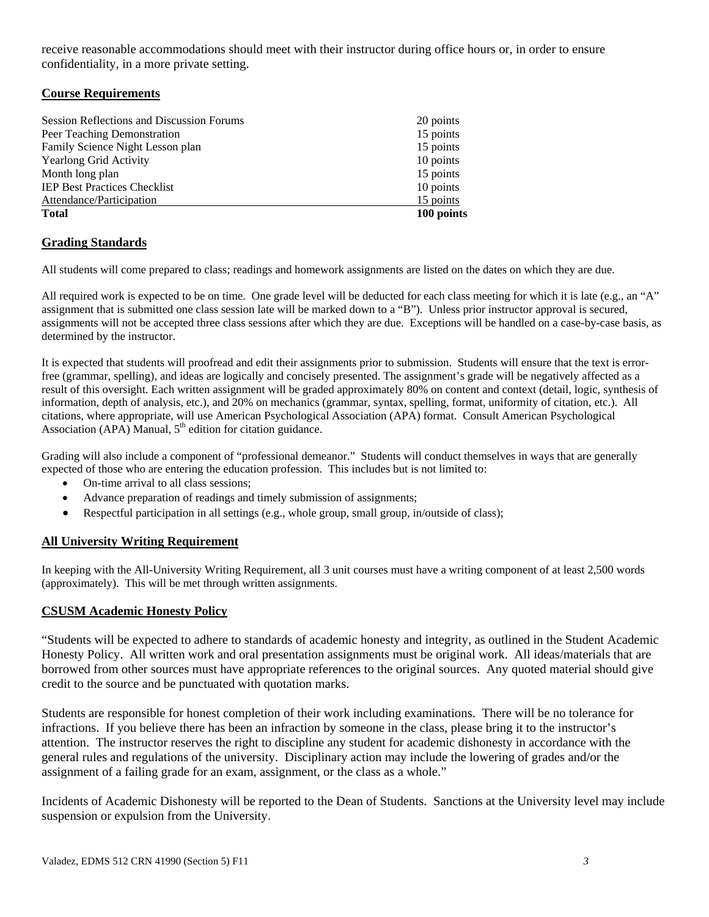receive reasonable accommodations should meet with their instructor during office hours or, in order to ensure confidentiality, in a more private setting.

## Course Requirements

| | |
|---|---|
| Session Reflections and Discussion Forums | 20 points |
| Peer Teaching Demonstration | 15 points |
| Family Science Night Lesson plan | 15 points |
| Yearlong Grid Activity | 10 points |
| Month long plan | 15 points |
| IEP Best Practices Checklist | 10 points |
| Attendance/Participation | 15 points |
| **Total** | **100 points** |

## Grading Standards

All students will come prepared to class; readings and homework assignments are listed on the dates on which they are due.

All required work is expected to be on time. One grade level will be deducted for each class meeting for which it is late (e.g., an "A" assignment that is submitted one class session late will be marked down to a "B"). Unless prior instructor approval is secured, assignments will not be accepted three class sessions after which they are due. Exceptions will be handled on a case-by-case basis, as determined by the instructor.

It is expected that students will proofread and edit their assignments prior to submission. Students will ensure that the text is error-free (grammar, spelling), and ideas are logically and concisely presented. The assignment's grade will be negatively affected as a result of this oversight. Each written assignment will be graded approximately 80% on content and context (detail, logic, synthesis of information, depth of analysis, etc.), and 20% on mechanics (grammar, syntax, spelling, format, uniformity of citation, etc.). All citations, where appropriate, will use American Psychological Association (APA) format. Consult American Psychological Association (APA) Manual, 5th edition for citation guidance.

Grading will also include a component of "professional demeanor." Students will conduct themselves in ways that are generally expected of those who are entering the education profession. This includes but is not limited to:

- On-time arrival to all class sessions;
- Advance preparation of readings and timely submission of assignments;
- Respectful participation in all settings (e.g., whole group, small group, in/outside of class);

## All University Writing Requirement

In keeping with the All-University Writing Requirement, all 3 unit courses must have a writing component of at least 2,500 words (approximately). This will be met through written assignments.

## CSUSM Academic Honesty Policy

"Students will be expected to adhere to standards of academic honesty and integrity, as outlined in the Student Academic Honesty Policy. All written work and oral presentation assignments must be original work. All ideas/materials that are borrowed from other sources must have appropriate references to the original sources. Any quoted material should give credit to the source and be punctuated with quotation marks.

Students are responsible for honest completion of their work including examinations. There will be no tolerance for infractions. If you believe there has been an infraction by someone in the class, please bring it to the instructor's attention. The instructor reserves the right to discipline any student for academic dishonesty in accordance with the general rules and regulations of the university. Disciplinary action may include the lowering of grades and/or the assignment of a failing grade for an exam, assignment, or the class as a whole."

Incidents of Academic Dishonesty will be reported to the Dean of Students. Sanctions at the University level may include suspension or expulsion from the University.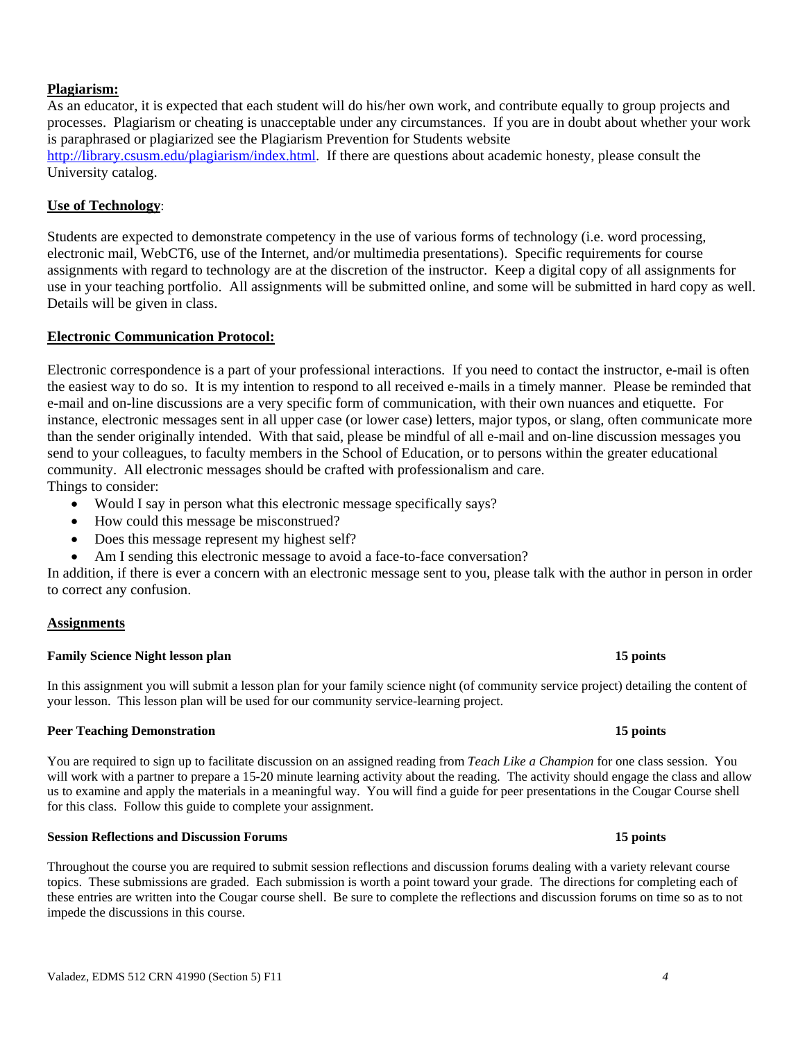**Plagiarism:**

As an educator, it is expected that each student will do his/her own work, and contribute equally to group projects and processes. Plagiarism or cheating is unacceptable under any circumstances. If you are in doubt about whether your work is paraphrased or plagiarized see the Plagiarism Prevention for Students website http://library.csusm.edu/plagiarism/index.html. If there are questions about academic honesty, please consult the University catalog.

**Use of Technology**:

Students are expected to demonstrate competency in the use of various forms of technology (i.e. word processing, electronic mail, WebCT6, use of the Internet, and/or multimedia presentations). Specific requirements for course assignments with regard to technology are at the discretion of the instructor. Keep a digital copy of all assignments for use in your teaching portfolio. All assignments will be submitted online, and some will be submitted in hard copy as well. Details will be given in class.

**Electronic Communication Protocol:**

Electronic correspondence is a part of your professional interactions. If you need to contact the instructor, e-mail is often the easiest way to do so. It is my intention to respond to all received e-mails in a timely manner. Please be reminded that e-mail and on-line discussions are a very specific form of communication, with their own nuances and etiquette. For instance, electronic messages sent in all upper case (or lower case) letters, major typos, or slang, often communicate more than the sender originally intended. With that said, please be mindful of all e-mail and on-line discussion messages you send to your colleagues, to faculty members in the School of Education, or to persons within the greater educational community. All electronic messages should be crafted with professionalism and care.

Things to consider:

- Would I say in person what this electronic message specifically says?
- How could this message be misconstrued?
- Does this message represent my highest self?
- Am I sending this electronic message to avoid a face-to-face conversation?

In addition, if there is ever a concern with an electronic message sent to you, please talk with the author in person in order to correct any confusion.

**Assignments**

**Family Science Night lesson plan** **15 points**

In this assignment you will submit a lesson plan for your family science night (of community service project) detailing the content of your lesson. This lesson plan will be used for our community service-learning project.

**Peer Teaching Demonstration** **15 points**

You are required to sign up to facilitate discussion on an assigned reading from *Teach Like a Champion* for one class session. You will work with a partner to prepare a 15-20 minute learning activity about the reading. The activity should engage the class and allow us to examine and apply the materials in a meaningful way. You will find a guide for peer presentations in the Cougar Course shell for this class. Follow this guide to complete your assignment.

**Session Reflections and Discussion Forums** **15 points**

Throughout the course you are required to submit session reflections and discussion forums dealing with a variety relevant course topics. These submissions are graded. Each submission is worth a point toward your grade. The directions for completing each of these entries are written into the Cougar course shell. Be sure to complete the reflections and discussion forums on time so as to not impede the discussions in this course.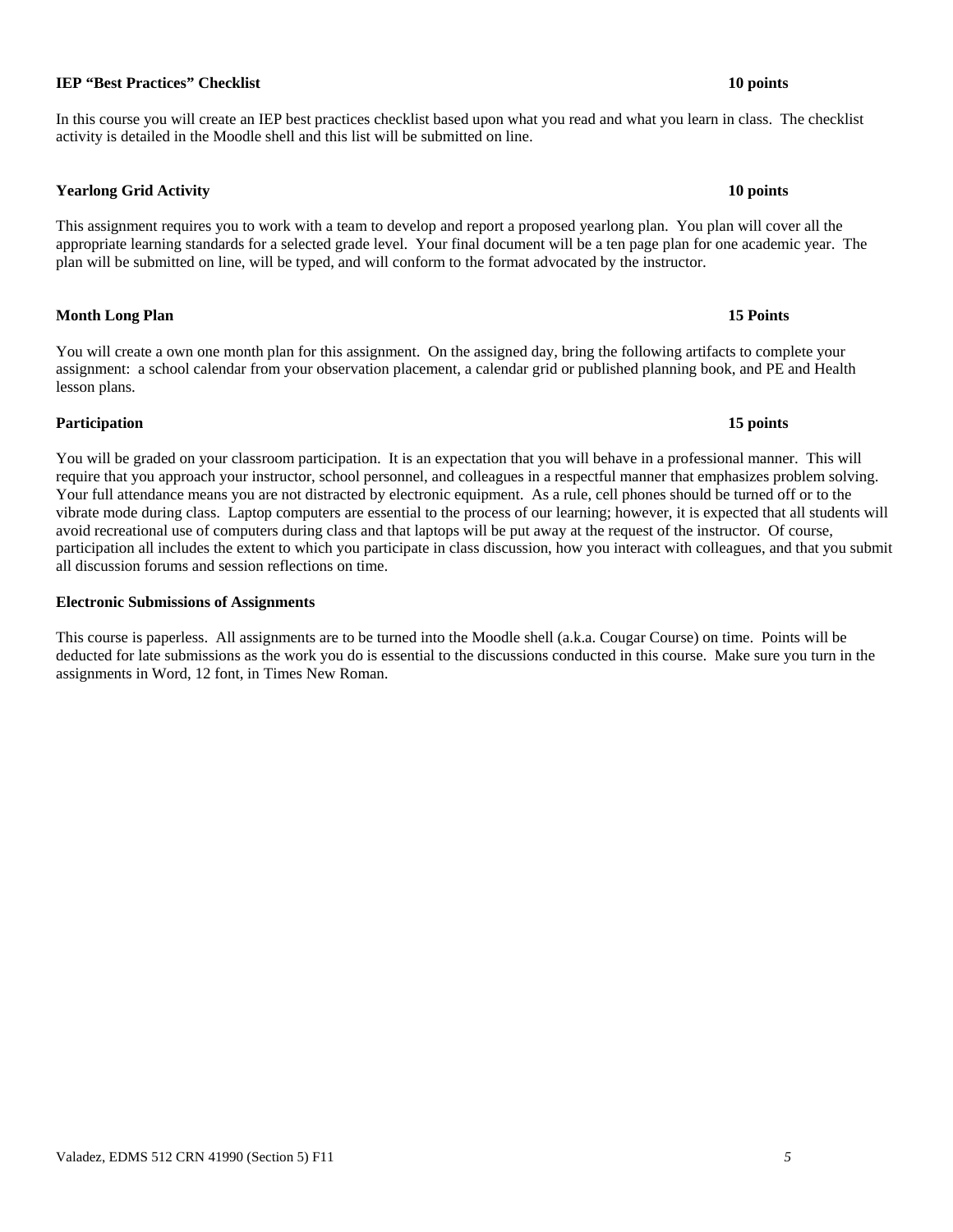**IEP "Best Practices" Checklist** **10 points**

In this course you will create an IEP best practices checklist based upon what you read and what you learn in class. The checklist activity is detailed in the Moodle shell and this list will be submitted on line.

**Yearlong Grid Activity** **10 points**

This assignment requires you to work with a team to develop and report a proposed yearlong plan. You plan will cover all the appropriate learning standards for a selected grade level. Your final document will be a ten page plan for one academic year. The plan will be submitted on line, will be typed, and will conform to the format advocated by the instructor.

**Month Long Plan** **15 Points**

You will create a own one month plan for this assignment. On the assigned day, bring the following artifacts to complete your assignment: a school calendar from your observation placement, a calendar grid or published planning book, and PE and Health lesson plans.

**Participation** **15 points**

You will be graded on your classroom participation. It is an expectation that you will behave in a professional manner. This will require that you approach your instructor, school personnel, and colleagues in a respectful manner that emphasizes problem solving. Your full attendance means you are not distracted by electronic equipment. As a rule, cell phones should be turned off or to the vibrate mode during class. Laptop computers are essential to the process of our learning; however, it is expected that all students will avoid recreational use of computers during class and that laptops will be put away at the request of the instructor. Of course, participation all includes the extent to which you participate in class discussion, how you interact with colleagues, and that you submit all discussion forums and session reflections on time.

**Electronic Submissions of Assignments**

This course is paperless. All assignments are to be turned into the Moodle shell (a.k.a. Cougar Course) on time. Points will be deducted for late submissions as the work you do is essential to the discussions conducted in this course. Make sure you turn in the assignments in Word, 12 font, in Times New Roman.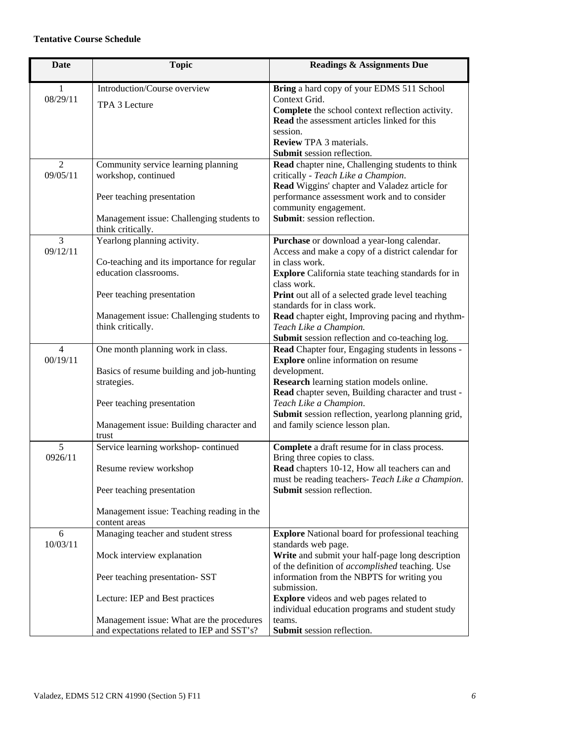**Tentative Course Schedule**

| Date | Topic | Readings & Assignments Due |
|---|---|---|
| 1<br>08/29/11 | Introduction/Course overview<br><br>TPA 3 Lecture | **Bring** a hard copy of your EDMS 511 School Context Grid.<br>**Complete** the school context reflection activity.<br>**Read** the assessment articles linked for this session.<br>**Review** TPA 3 materials.<br>**Submit** session reflection. |
| 2<br>09/05/11 | Community service learning planning workshop, continued<br><br>Peer teaching presentation<br><br>Management issue: Challenging students to think critically. | **Read** chapter nine, Challenging students to think critically - *Teach Like a Champion*.<br>**Read** Wiggins' chapter and Valadez article for performance assessment work and to consider community engagement.<br>**Submit**: session reflection. |
| 3<br>09/12/11 | Yearlong planning activity.<br><br>Co-teaching and its importance for regular education classrooms.<br><br>Peer teaching presentation<br><br>Management issue: Challenging students to think critically. | **Purchase** or download a year-long calendar. Access and make a copy of a district calendar for in class work.<br>**Explore** California state teaching standards for in class work.<br>**Print** out all of a selected grade level teaching standards for in class work.<br>**Read** chapter eight, Improving pacing and rhythm- *Teach Like a Champion.*<br>**Submit** session reflection and co-teaching log. |
| 4<br>00/19/11 | One month planning work in class.<br><br>Basics of resume building and job-hunting strategies.<br><br>Peer teaching presentation<br><br>Management issue: Building character and trust | **Read** Chapter four, Engaging students in lessons - **Explore** online information on resume development.<br>**Research** learning station models online.<br>**Read** chapter seven, Building character and trust - *Teach Like a Champion*.<br>**Submit** session reflection, yearlong planning grid, and family science lesson plan. |
| 5<br>0926/11 | Service learning workshop- continued<br><br>Resume review workshop<br><br>Peer teaching presentation<br><br>Management issue: Teaching reading in the content areas | **Complete** a draft resume for in class process. Bring three copies to class.<br>**Read** chapters 10-12, How all teachers can and must be reading teachers- *Teach Like a Champion*.<br>**Submit** session reflection. |
| 6<br>10/03/11 | Managing teacher and student stress<br><br>Mock interview explanation<br><br>Peer teaching presentation- SST<br><br>Lecture: IEP and Best practices<br><br>Management issue: What are the procedures and expectations related to IEP and SST's? | **Explore** National board for professional teaching standards web page.<br>**Write** and submit your half-page long description of the definition of *accomplished* teaching. Use information from the NBPTS for writing you submission.<br>**Explore** videos and web pages related to individual education programs and student study teams.<br>**Submit** session reflection. |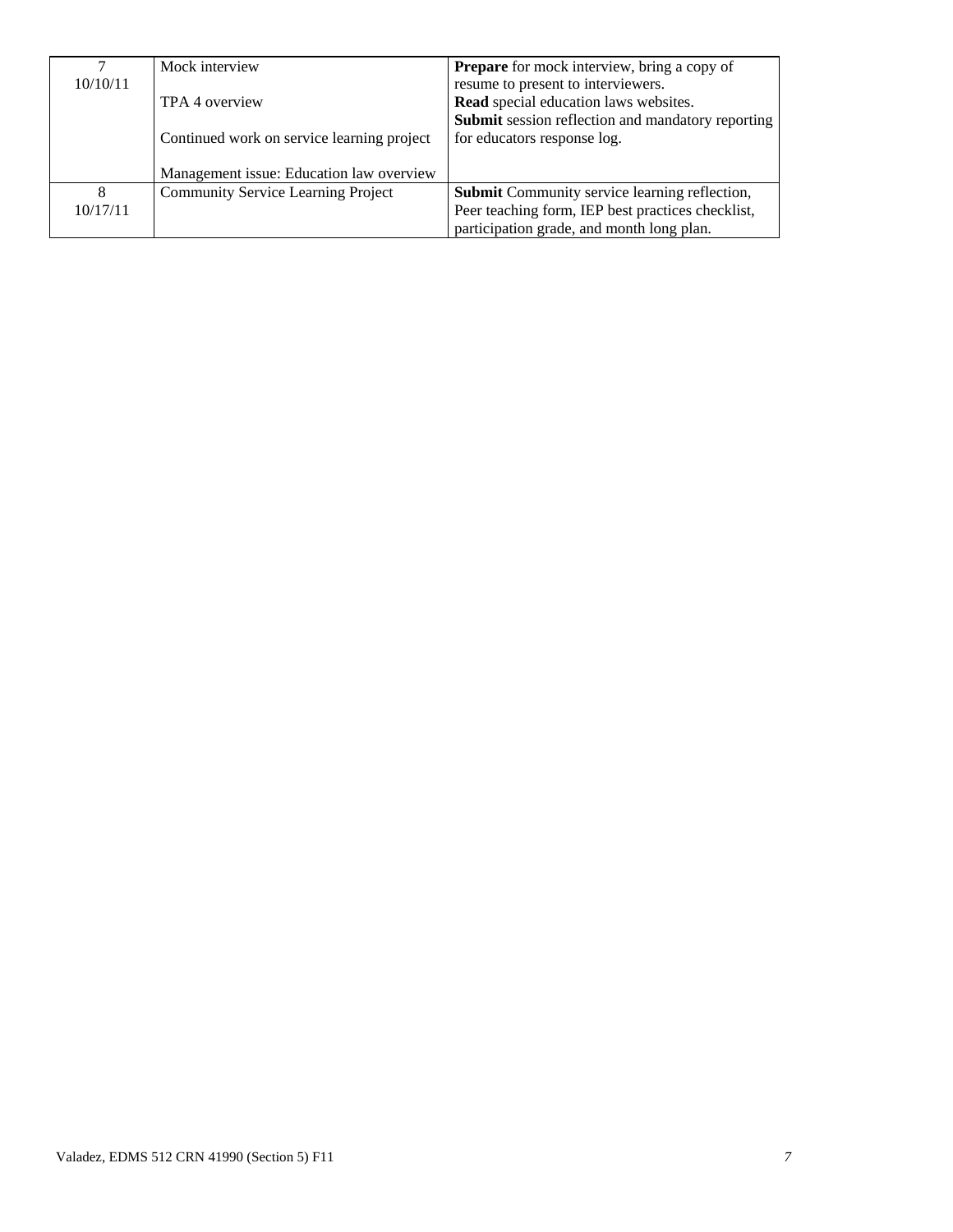| | | |
|---|---|---|
| 7<br>10/10/11 | Mock interview<br><br>TPA 4 overview<br><br>Continued work on service learning project<br><br>Management issue: Education law overview | **Prepare** for mock interview, bring a copy of resume to present to interviewers.<br>**Read** special education laws websites.<br>**Submit** session reflection and mandatory reporting for educators response log. |
| 8<br>10/17/11 | Community Service Learning Project | **Submit** Community service learning reflection, Peer teaching form, IEP best practices checklist, participation grade, and month long plan. |